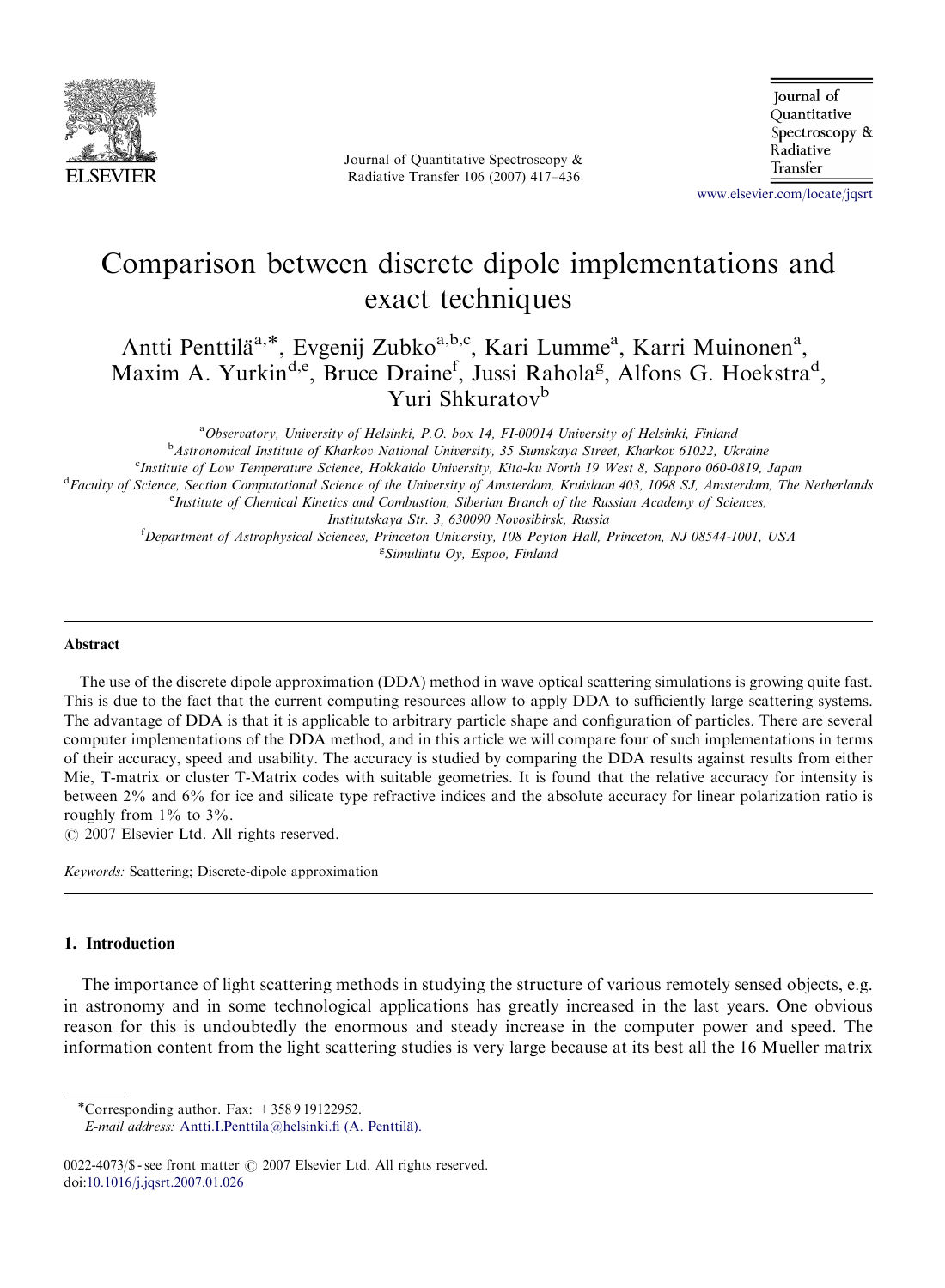# Comparison between discrete dipole implementations and exact techniques

Antti Penttilä[a,*], Evgenij Zubko[a,b,c], Kari Lumme[a], Karri Muinonen[a], Maxim A. Yurkin[d,e], Bruce Draine[f], Jussi Rahola[g], Alfons G. Hoekstra[d], Yuri Shkuratov[b]

[a]*Observatory, University of Helsinki, P.O. box 14, FI-00014 University of Helsinki, Finland*
[b]*Astronomical Institute of Kharkov National University, 35 Sumskaya Street, Kharkov 61022, Ukraine*
[c]*Institute of Low Temperature Science, Hokkaido University, Kita-ku North 19 West 8, Sapporo 060-0819, Japan*
[d]*Faculty of Science, Section Computational Science of the University of Amsterdam, Kruislaan 403, 1098 SJ, Amsterdam, The Netherlands*
[e]*Institute of Chemical Kinetics and Combustion, Siberian Branch of the Russian Academy of Sciences, Institutskaya Str. 3, 630090 Novosibirsk, Russia*
[f]*Department of Astrophysical Sciences, Princeton University, 108 Peyton Hall, Princeton, NJ 08544-1001, USA*
[g]*Simulintu Oy, Espoo, Finland*

## Abstract

The use of the discrete dipole approximation (DDA) method in wave optical scattering simulations is growing quite fast. This is due to the fact that the current computing resources allow to apply DDA to sufficiently large scattering systems. The advantage of DDA is that it is applicable to arbitrary particle shape and configuration of particles. There are several computer implementations of the DDA method, and in this article we will compare four of such implementations in terms of their accuracy, speed and usability. The accuracy is studied by comparing the DDA results against results from either Mie, T-matrix or cluster T-Matrix codes with suitable geometries. It is found that the relative accuracy for intensity is between 2% and 6% for ice and silicate type refractive indices and the absolute accuracy for linear polarization ratio is roughly from 1% to 3%.

© 2007 Elsevier Ltd. All rights reserved.

*Keywords:* Scattering; Discrete-dipole approximation

## 1. Introduction

The importance of light scattering methods in studying the structure of various remotely sensed objects, e.g. in astronomy and in some technological applications has greatly increased in the last years. One obvious reason for this is undoubtedly the enormous and steady increase in the computer power and speed. The information content from the light scattering studies is very large because at its best all the 16 Mueller matrix

*Corresponding author. Fax: +358 9 19122952.
*E-mail address:* Antti.I.Penttila@helsinki.fi (A. Penttilä).

0022-4073/$ - see front matter © 2007 Elsevier Ltd. All rights reserved.
doi:10.1016/j.jqsrt.2007.01.026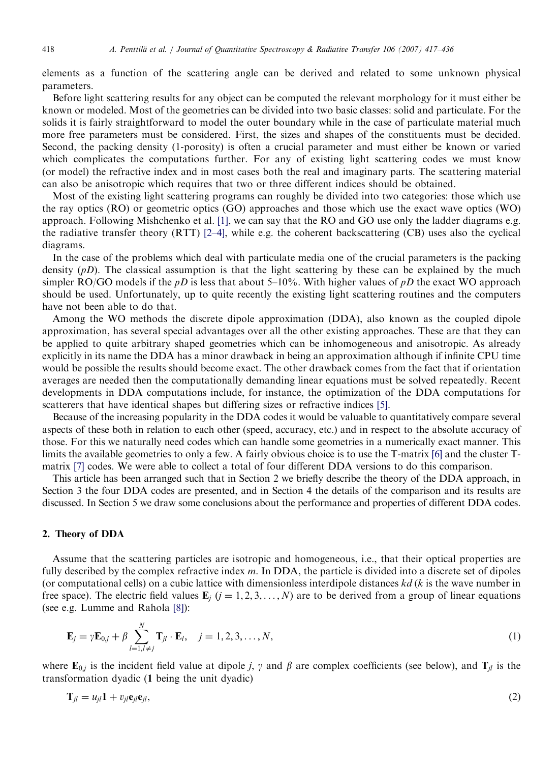elements as a function of the scattering angle can be derived and related to some unknown physical parameters.

Before light scattering results for any object can be computed the relevant morphology for it must either be known or modeled. Most of the geometries can be divided into two basic classes: solid and particulate. For the solids it is fairly straightforward to model the outer boundary while in the case of particulate material much more free parameters must be considered. First, the sizes and shapes of the constituents must be decided. Second, the packing density (1-porosity) is often a crucial parameter and must either be known or varied which complicates the computations further. For any of existing light scattering codes we must know (or model) the refractive index and in most cases both the real and imaginary parts. The scattering material can also be anisotropic which requires that two or three different indices should be obtained.

Most of the existing light scattering programs can roughly be divided into two categories: those which use the ray optics (RO) or geometric optics (GO) approaches and those which use the exact wave optics (WO) approach. Following Mishchenko et al. [1], we can say that the RO and GO use only the ladder diagrams e.g. the radiative transfer theory (RTT) [2–4], while e.g. the coherent backscattering (CB) uses also the cyclical diagrams.

In the case of the problems which deal with particulate media one of the crucial parameters is the packing density (*pD*). The classical assumption is that the light scattering by these can be explained by the much simpler RO/GO models if the *pD* is less that about 5–10%. With higher values of *pD* the exact WO approach should be used. Unfortunately, up to quite recently the existing light scattering routines and the computers have not been able to do that.

Among the WO methods the discrete dipole approximation (DDA), also known as the coupled dipole approximation, has several special advantages over all the other existing approaches. These are that they can be applied to quite arbitrary shaped geometries which can be inhomogeneous and anisotropic. As already explicitly in its name the DDA has a minor drawback in being an approximation although if infinite CPU time would be possible the results should become exact. The other drawback comes from the fact that if orientation averages are needed then the computationally demanding linear equations must be solved repeatedly. Recent developments in DDA computations include, for instance, the optimization of the DDA computations for scatterers that have identical shapes but differing sizes or refractive indices [5].

Because of the increasing popularity in the DDA codes it would be valuable to quantitatively compare several aspects of these both in relation to each other (speed, accuracy, etc.) and in respect to the absolute accuracy of those. For this we naturally need codes which can handle some geometries in a numerically exact manner. This limits the available geometries to only a few. A fairly obvious choice is to use the T-matrix [6] and the cluster T-matrix [7] codes. We were able to collect a total of four different DDA versions to do this comparison.

This article has been arranged such that in Section 2 we briefly describe the theory of the DDA approach, in Section 3 the four DDA codes are presented, and in Section 4 the details of the comparison and its results are discussed. In Section 5 we draw some conclusions about the performance and properties of different DDA codes.

## 2. Theory of DDA

Assume that the scattering particles are isotropic and homogeneous, i.e., that their optical properties are fully described by the complex refractive index $m$. In DDA, the particle is divided into a discrete set of dipoles (or computational cells) on a cubic lattice with dimensionless interdipole distances $kd$ ($k$ is the wave number in free space). The electric field values $\mathbf{E}_j$ ($j = 1, 2, 3, \ldots, N$) are to be derived from a group of linear equations (see e.g. Lumme and Rahola [8]):

$$\mathbf{E}_j = \gamma \mathbf{E}_{0,j} + \beta \sum_{l=1, l \neq j}^{N} \mathbf{T}_{jl} \cdot \mathbf{E}_l, \quad j = 1, 2, 3, \ldots, N, \tag{1}$$

where $\mathbf{E}_{0,j}$ is the incident field value at dipole $j$, $\gamma$ and $\beta$ are complex coefficients (see below), and $\mathbf{T}_{jl}$ is the transformation dyadic ($\mathbf{1}$ being the unit dyadic)

$$\mathbf{T}_{jl} = u_{jl}\mathbf{1} + v_{jl}\mathbf{e}_{jl}\mathbf{e}_{jl}, \tag{2}$$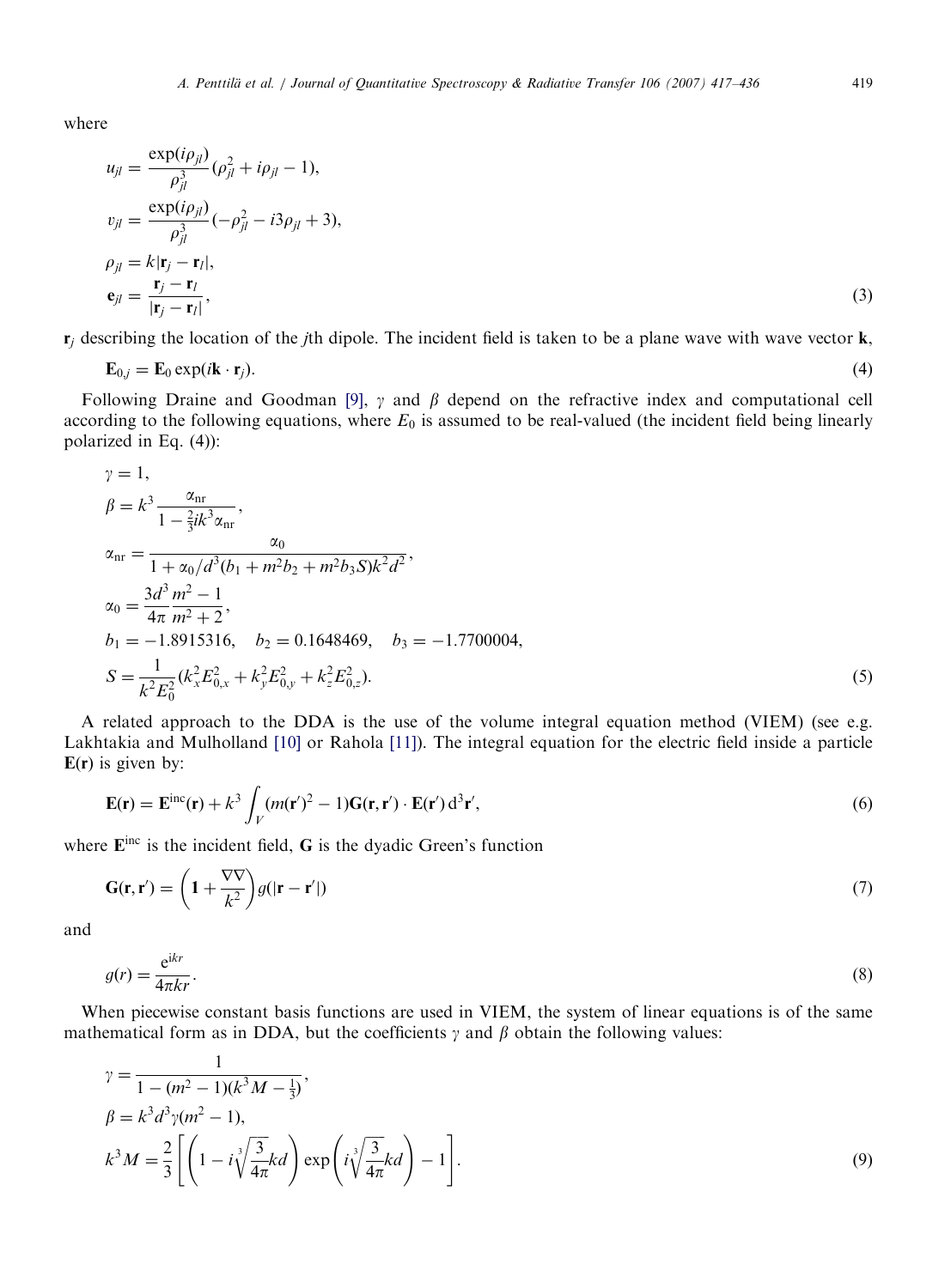where

$$
\begin{aligned}
u_{jl} &= \frac{\exp(i\rho_{jl})}{\rho_{jl}^3}(\rho_{jl}^2 + i\rho_{jl} - 1), \\
v_{jl} &= \frac{\exp(i\rho_{jl})}{\rho_{jl}^3}(-\rho_{jl}^2 - i3\rho_{jl} + 3), \\
\rho_{jl} &= k|\mathbf{r}_j - \mathbf{r}_l|, \\
\mathbf{e}_{jl} &= \frac{\mathbf{r}_j - \mathbf{r}_l}{|\mathbf{r}_j - \mathbf{r}_l|},
\end{aligned}
\tag{3}
$$

$\mathbf{r}_j$ describing the location of the $j$th dipole. The incident field is taken to be a plane wave with wave vector $\mathbf{k}$,

$$
\mathbf{E}_{0,j} = \mathbf{E}_0 \exp(i\mathbf{k} \cdot \mathbf{r}_j). \tag{4}
$$

Following Draine and Goodman [9], $\gamma$ and $\beta$ depend on the refractive index and computational cell according to the following equations, where $E_0$ is assumed to be real-valued (the incident field being linearly polarized in Eq. (4)):

$$
\begin{aligned}
\gamma &= 1, \\
\beta &= k^3 \frac{\alpha_{\mathrm{nr}}}{1 - \frac{2}{3} i k^3 \alpha_{\mathrm{nr}}}, \\
\alpha_{\mathrm{nr}} &= \frac{\alpha_0}{1 + \alpha_0/d^3 (b_1 + m^2 b_2 + m^2 b_3 S) k^2 d^2}, \\
\alpha_0 &= \frac{3d^3}{4\pi} \frac{m^2 - 1}{m^2 + 2}, \\
b_1 &= -1.8915316, \quad b_2 = 0.1648469, \quad b_3 = -1.7700004, \\
S &= \frac{1}{k^2 E_0^2}(k_x^2 E_{0,x}^2 + k_y^2 E_{0,y}^2 + k_z^2 E_{0,z}^2).
\end{aligned}
\tag{5}
$$

A related approach to the DDA is the use of the volume integral equation method (VIEM) (see e.g. Lakhtakia and Mulholland [10] or Rahola [11]). The integral equation for the electric field inside a particle $\mathbf{E}(\mathbf{r})$ is given by:

$$
\mathbf{E}(\mathbf{r}) = \mathbf{E}^{\mathrm{inc}}(\mathbf{r}) + k^3 \int_V (m(\mathbf{r}')^2 - 1) \mathbf{G}(\mathbf{r}, \mathbf{r}') \cdot \mathbf{E}(\mathbf{r}') \, \mathrm{d}^3 \mathbf{r}', \tag{6}
$$

where $\mathbf{E}^{\mathrm{inc}}$ is the incident field, $\mathbf{G}$ is the dyadic Green's function

$$
\mathbf{G}(\mathbf{r}, \mathbf{r}') = \left( \mathbf{1} + \frac{\nabla\nabla}{k^2} \right) g(|\mathbf{r} - \mathbf{r}'|) \tag{7}
$$

and

$$
g(r) = \frac{\mathrm{e}^{\mathrm{i}kr}}{4\pi kr}. \tag{8}
$$

When piecewise constant basis functions are used in VIEM, the system of linear equations is of the same mathematical form as in DDA, but the coefficients $\gamma$ and $\beta$ obtain the following values:

$$
\begin{aligned}
\gamma &= \frac{1}{1 - (m^2 - 1)(k^3 M - \frac{1}{3})}, \\
\beta &= k^3 d^3 \gamma (m^2 - 1), \\
k^3 M &= \frac{2}{3} \left[ \left( 1 - i \sqrt[3]{\frac{3}{4\pi}} kd \right) \exp\left( i \sqrt[3]{\frac{3}{4\pi}} kd \right) - 1 \right].
\end{aligned}
\tag{9}
$$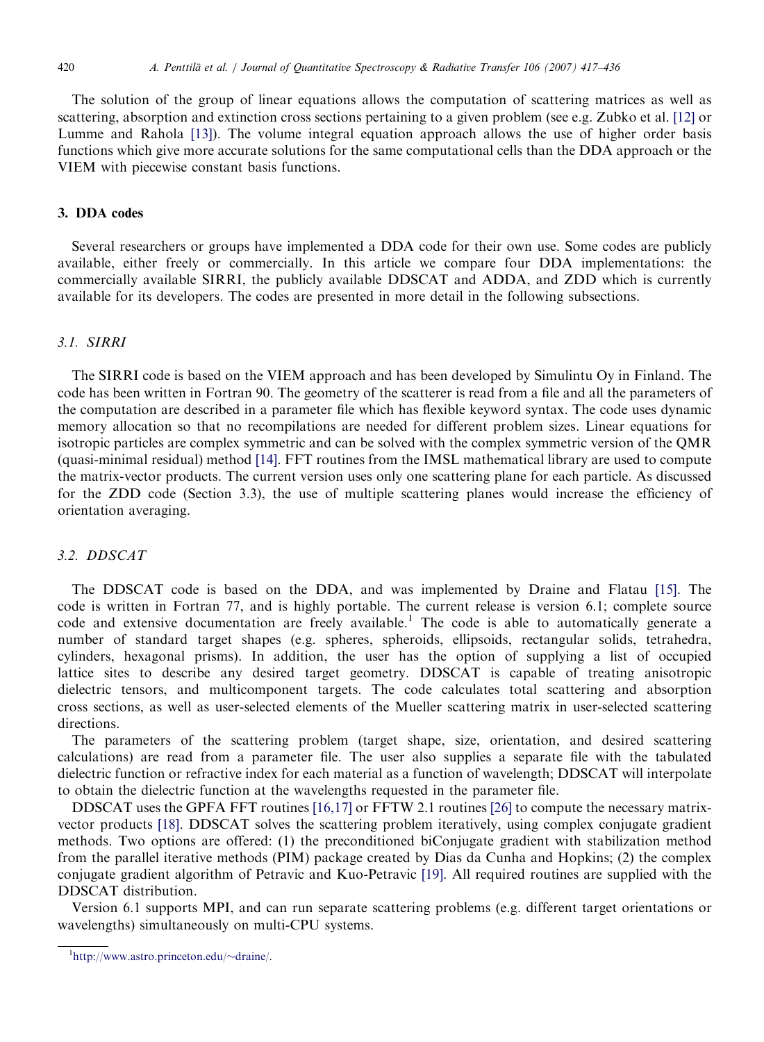The solution of the group of linear equations allows the computation of scattering matrices as well as scattering, absorption and extinction cross sections pertaining to a given problem (see e.g. Zubko et al. [12] or Lumme and Rahola [13]). The volume integral equation approach allows the use of higher order basis functions which give more accurate solutions for the same computational cells than the DDA approach or the VIEM with piecewise constant basis functions.

## 3. DDA codes

Several researchers or groups have implemented a DDA code for their own use. Some codes are publicly available, either freely or commercially. In this article we compare four DDA implementations: the commercially available SIRRI, the publicly available DDSCAT and ADDA, and ZDD which is currently available for its developers. The codes are presented in more detail in the following subsections.

### 3.1. SIRRI

The SIRRI code is based on the VIEM approach and has been developed by Simulintu Oy in Finland. The code has been written in Fortran 90. The geometry of the scatterer is read from a file and all the parameters of the computation are described in a parameter file which has flexible keyword syntax. The code uses dynamic memory allocation so that no recompilations are needed for different problem sizes. Linear equations for isotropic particles are complex symmetric and can be solved with the complex symmetric version of the QMR (quasi-minimal residual) method [14]. FFT routines from the IMSL mathematical library are used to compute the matrix-vector products. The current version uses only one scattering plane for each particle. As discussed for the ZDD code (Section 3.3), the use of multiple scattering planes would increase the efficiency of orientation averaging.

### 3.2. DDSCAT

The DDSCAT code is based on the DDA, and was implemented by Draine and Flatau [15]. The code is written in Fortran 77, and is highly portable. The current release is version 6.1; complete source code and extensive documentation are freely available.[1] The code is able to automatically generate a number of standard target shapes (e.g. spheres, spheroids, ellipsoids, rectangular solids, tetrahedra, cylinders, hexagonal prisms). In addition, the user has the option of supplying a list of occupied lattice sites to describe any desired target geometry. DDSCAT is capable of treating anisotropic dielectric tensors, and multicomponent targets. The code calculates total scattering and absorption cross sections, as well as user-selected elements of the Mueller scattering matrix in user-selected scattering directions.

The parameters of the scattering problem (target shape, size, orientation, and desired scattering calculations) are read from a parameter file. The user also supplies a separate file with the tabulated dielectric function or refractive index for each material as a function of wavelength; DDSCAT will interpolate to obtain the dielectric function at the wavelengths requested in the parameter file.

DDSCAT uses the GPFA FFT routines [16,17] or FFTW 2.1 routines [26] to compute the necessary matrix-vector products [18]. DDSCAT solves the scattering problem iteratively, using complex conjugate gradient methods. Two options are offered: (1) the preconditioned biConjugate gradient with stabilization method from the parallel iterative methods (PIM) package created by Dias da Cunha and Hopkins; (2) the complex conjugate gradient algorithm of Petravic and Kuo-Petravic [19]. All required routines are supplied with the DDSCAT distribution.

Version 6.1 supports MPI, and can run separate scattering problems (e.g. different target orientations or wavelengths) simultaneously on multi-CPU systems.

[1] http://www.astro.princeton.edu/~draine/.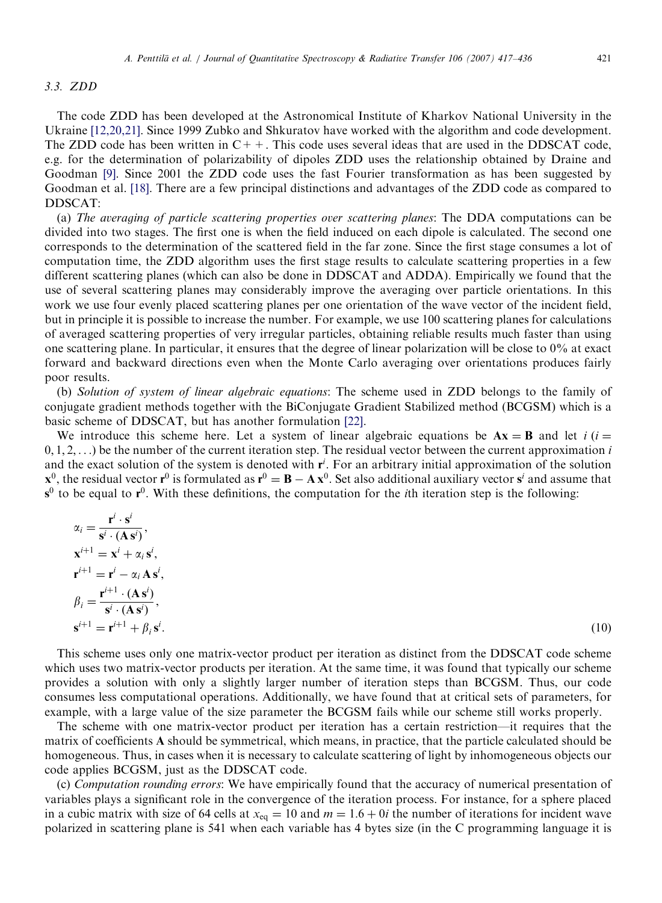### 3.3. ZDD

The code ZDD has been developed at the Astronomical Institute of Kharkov National University in the Ukraine [12,20,21]. Since 1999 Zubko and Shkuratov have worked with the algorithm and code development. The ZDD code has been written in C++. This code uses several ideas that are used in the DDSCAT code, e.g. for the determination of polarizability of dipoles ZDD uses the relationship obtained by Draine and Goodman [9]. Since 2001 the ZDD code uses the fast Fourier transformation as has been suggested by Goodman et al. [18]. There are a few principal distinctions and advantages of the ZDD code as compared to DDSCAT:

(a) *The averaging of particle scattering properties over scattering planes*: The DDA computations can be divided into two stages. The first one is when the field induced on each dipole is calculated. The second one corresponds to the determination of the scattered field in the far zone. Since the first stage consumes a lot of computation time, the ZDD algorithm uses the first stage results to calculate scattering properties in a few different scattering planes (which can also be done in DDSCAT and ADDA). Empirically we found that the use of several scattering planes may considerably improve the averaging over particle orientations. In this work we use four evenly placed scattering planes per one orientation of the wave vector of the incident field, but in principle it is possible to increase the number. For example, we use 100 scattering planes for calculations of averaged scattering properties of very irregular particles, obtaining reliable results much faster than using one scattering plane. In particular, it ensures that the degree of linear polarization will be close to 0% at exact forward and backward directions even when the Monte Carlo averaging over orientations produces fairly poor results.

(b) *Solution of system of linear algebraic equations*: The scheme used in ZDD belongs to the family of conjugate gradient methods together with the BiConjugate Gradient Stabilized method (BCGSM) which is a basic scheme of DDSCAT, but has another formulation [22].

We introduce this scheme here. Let a system of linear algebraic equations be $\mathbf{Ax} = \mathbf{B}$ and let $i$ ($i = 0, 1, 2, \ldots$) be the number of the current iteration step. The residual vector between the current approximation $i$ and the exact solution of the system is denoted with $\mathbf{r}^i$. For an arbitrary initial approximation of the solution $\mathbf{x}^0$, the residual vector $\mathbf{r}^0$ is formulated as $\mathbf{r}^0 = \mathbf{B} - \mathbf{A}\,\mathbf{x}^0$. Set also additional auxiliary vector $\mathbf{s}^i$ and assume that $\mathbf{s}^0$ to be equal to $\mathbf{r}^0$. With these definitions, the computation for the $i$th iteration step is the following:

$$
\begin{aligned}
\alpha_i &= \frac{\mathbf{r}^i \cdot \mathbf{s}^i}{\mathbf{s}^i \cdot (\mathbf{A}\,\mathbf{s}^i)}, \\
\mathbf{x}^{i+1} &= \mathbf{x}^i + \alpha_i\,\mathbf{s}^i, \\
\mathbf{r}^{i+1} &= \mathbf{r}^i - \alpha_i\,\mathbf{A}\,\mathbf{s}^i, \\
\beta_i &= \frac{\mathbf{r}^{i+1} \cdot (\mathbf{A}\,\mathbf{s}^i)}{\mathbf{s}^i \cdot (\mathbf{A}\,\mathbf{s}^i)}, \\
\mathbf{s}^{i+1} &= \mathbf{r}^{i+1} + \beta_i\,\mathbf{s}^i.
\end{aligned}
\tag{10}
$$

This scheme uses only one matrix-vector product per iteration as distinct from the DDSCAT code scheme which uses two matrix-vector products per iteration. At the same time, it was found that typically our scheme provides a solution with only a slightly larger number of iteration steps than BCGSM. Thus, our code consumes less computational operations. Additionally, we have found that at critical sets of parameters, for example, with a large value of the size parameter the BCGSM fails while our scheme still works properly.

The scheme with one matrix-vector product per iteration has a certain restriction—it requires that the matrix of coefficients $\mathbf{A}$ should be symmetrical, which means, in practice, that the particle calculated should be homogeneous. Thus, in cases when it is necessary to calculate scattering of light by inhomogeneous objects our code applies BCGSM, just as the DDSCAT code.

(c) *Computation rounding errors*: We have empirically found that the accuracy of numerical presentation of variables plays a significant role in the convergence of the iteration process. For instance, for a sphere placed in a cubic matrix with size of 64 cells at $x_{\mathrm{eq}} = 10$ and $m = 1.6 + 0i$ the number of iterations for incident wave polarized in scattering plane is 541 when each variable has 4 bytes size (in the C programming language it is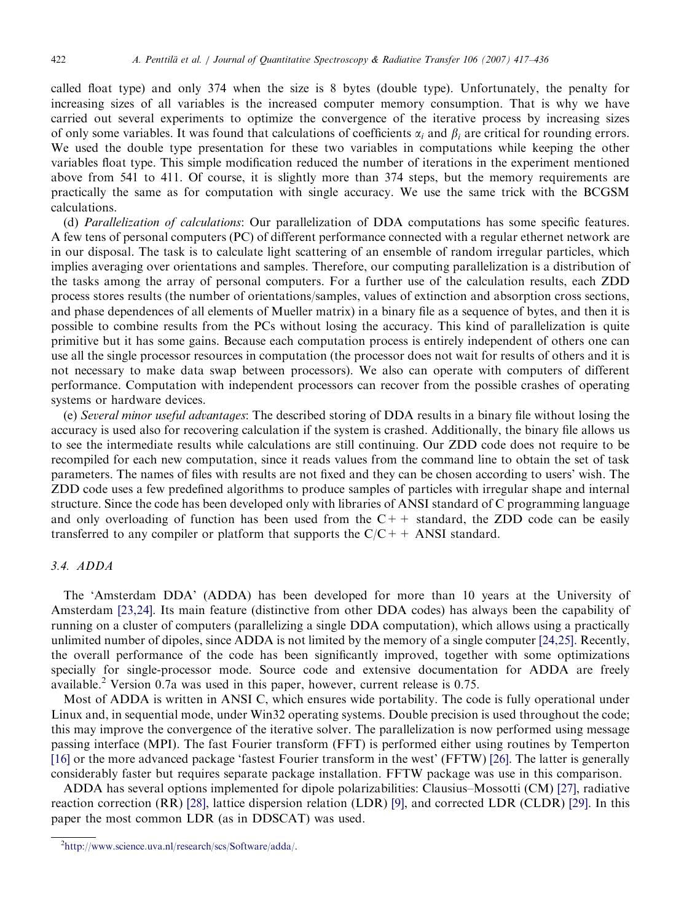called float type) and only 374 when the size is 8 bytes (double type). Unfortunately, the penalty for increasing sizes of all variables is the increased computer memory consumption. That is why we have carried out several experiments to optimize the convergence of the iterative process by increasing sizes of only some variables. It was found that calculations of coefficients $\alpha_i$ and $\beta_i$ are critical for rounding errors. We used the double type presentation for these two variables in computations while keeping the other variables float type. This simple modification reduced the number of iterations in the experiment mentioned above from 541 to 411. Of course, it is slightly more than 374 steps, but the memory requirements are practically the same as for computation with single accuracy. We use the same trick with the BCGSM calculations.

(d) *Parallelization of calculations*: Our parallelization of DDA computations has some specific features. A few tens of personal computers (PC) of different performance connected with a regular ethernet network are in our disposal. The task is to calculate light scattering of an ensemble of random irregular particles, which implies averaging over orientations and samples. Therefore, our computing parallelization is a distribution of the tasks among the array of personal computers. For a further use of the calculation results, each ZDD process stores results (the number of orientations/samples, values of extinction and absorption cross sections, and phase dependences of all elements of Mueller matrix) in a binary file as a sequence of bytes, and then it is possible to combine results from the PCs without losing the accuracy. This kind of parallelization is quite primitive but it has some gains. Because each computation process is entirely independent of others one can use all the single processor resources in computation (the processor does not wait for results of others and it is not necessary to make data swap between processors). We also can operate with computers of different performance. Computation with independent processors can recover from the possible crashes of operating systems or hardware devices.

(e) *Several minor useful advantages*: The described storing of DDA results in a binary file without losing the accuracy is used also for recovering calculation if the system is crashed. Additionally, the binary file allows us to see the intermediate results while calculations are still continuing. Our ZDD code does not require to be recompiled for each new computation, since it reads values from the command line to obtain the set of task parameters. The names of files with results are not fixed and they can be chosen according to users' wish. The ZDD code uses a few predefined algorithms to produce samples of particles with irregular shape and internal structure. Since the code has been developed only with libraries of ANSI standard of C programming language and only overloading of function has been used from the C++ standard, the ZDD code can be easily transferred to any compiler or platform that supports the C/C++ ANSI standard.

### 3.4. ADDA

The 'Amsterdam DDA' (ADDA) has been developed for more than 10 years at the University of Amsterdam [23,24]. Its main feature (distinctive from other DDA codes) has always been the capability of running on a cluster of computers (parallelizing a single DDA computation), which allows using a practically unlimited number of dipoles, since ADDA is not limited by the memory of a single computer [24,25]. Recently, the overall performance of the code has been significantly improved, together with some optimizations specially for single-processor mode. Source code and extensive documentation for ADDA are freely available.[2] Version 0.7a was used in this paper, however, current release is 0.75.

Most of ADDA is written in ANSI C, which ensures wide portability. The code is fully operational under Linux and, in sequential mode, under Win32 operating systems. Double precision is used throughout the code; this may improve the convergence of the iterative solver. The parallelization is now performed using message passing interface (MPI). The fast Fourier transform (FFT) is performed either using routines by Temperton [16] or the more advanced package 'fastest Fourier transform in the west' (FFTW) [26]. The latter is generally considerably faster but requires separate package installation. FFTW package was use in this comparison.

ADDA has several options implemented for dipole polarizabilities: Clausius–Mossotti (CM) [27], radiative reaction correction (RR) [28], lattice dispersion relation (LDR) [9], and corrected LDR (CLDR) [29]. In this paper the most common LDR (as in DDSCAT) was used.

[2] http://www.science.uva.nl/research/scs/Software/adda/.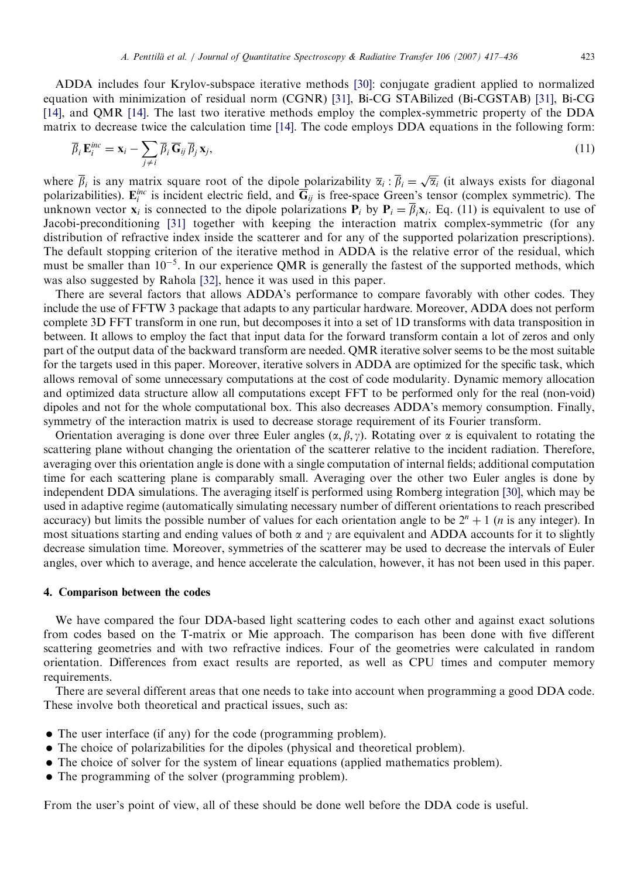ADDA includes four Krylov-subspace iterative methods [30]: conjugate gradient applied to normalized equation with minimization of residual norm (CGNR) [31], Bi-CG STABilized (Bi-CGSTAB) [31], Bi-CG [14], and QMR [14]. The last two iterative methods employ the complex-symmetric property of the DDA matrix to decrease twice the calculation time [14]. The code employs DDA equations in the following form:

$$\overline{\beta}_i \, \mathbf{E}_i^{inc} = \mathbf{x}_i - \sum_{j \neq i} \overline{\beta}_i \, \overline{\mathbf{G}}_{ij} \, \overline{\beta}_j \, \mathbf{x}_j, \tag{11}$$

where $\overline{\beta}_i$ is any matrix square root of the dipole polarizability $\overline{\alpha}_i : \overline{\beta}_i = \sqrt{\overline{\alpha}_i}$ (it always exists for diagonal polarizabilities). $\mathbf{E}_i^{inc}$ is incident electric field, and $\overline{\mathbf{G}}_{ij}$ is free-space Green's tensor (complex symmetric). The unknown vector $\mathbf{x}_i$ is connected to the dipole polarizations $\mathbf{P}_i$ by $\mathbf{P}_i = \overline{\beta}_i \mathbf{x}_i$. Eq. (11) is equivalent to use of Jacobi-preconditioning [31] together with keeping the interaction matrix complex-symmetric (for any distribution of refractive index inside the scatterer and for any of the supported polarization prescriptions). The default stopping criterion of the iterative method in ADDA is the relative error of the residual, which must be smaller than $10^{-5}$. In our experience QMR is generally the fastest of the supported methods, which was also suggested by Rahola [32], hence it was used in this paper.

There are several factors that allows ADDA's performance to compare favorably with other codes. They include the use of FFTW 3 package that adapts to any particular hardware. Moreover, ADDA does not perform complete 3D FFT transform in one run, but decomposes it into a set of 1D transforms with data transposition in between. It allows to employ the fact that input data for the forward transform contain a lot of zeros and only part of the output data of the backward transform are needed. QMR iterative solver seems to be the most suitable for the targets used in this paper. Moreover, iterative solvers in ADDA are optimized for the specific task, which allows removal of some unnecessary computations at the cost of code modularity. Dynamic memory allocation and optimized data structure allow all computations except FFT to be performed only for the real (non-void) dipoles and not for the whole computational box. This also decreases ADDA's memory consumption. Finally, symmetry of the interaction matrix is used to decrease storage requirement of its Fourier transform.

Orientation averaging is done over three Euler angles $(\alpha, \beta, \gamma)$. Rotating over $\alpha$ is equivalent to rotating the scattering plane without changing the orientation of the scatterer relative to the incident radiation. Therefore, averaging over this orientation angle is done with a single computation of internal fields; additional computation time for each scattering plane is comparably small. Averaging over the other two Euler angles is done by independent DDA simulations. The averaging itself is performed using Romberg integration [30], which may be used in adaptive regime (automatically simulating necessary number of different orientations to reach prescribed accuracy) but limits the possible number of values for each orientation angle to be $2^n + 1$ ($n$ is any integer). In most situations starting and ending values of both $\alpha$ and $\gamma$ are equivalent and ADDA accounts for it to slightly decrease simulation time. Moreover, symmetries of the scatterer may be used to decrease the intervals of Euler angles, over which to average, and hence accelerate the calculation, however, it has not been used in this paper.

## 4. Comparison between the codes

We have compared the four DDA-based light scattering codes to each other and against exact solutions from codes based on the T-matrix or Mie approach. The comparison has been done with five different scattering geometries and with two refractive indices. Four of the geometries were calculated in random orientation. Differences from exact results are reported, as well as CPU times and computer memory requirements.

There are several different areas that one needs to take into account when programming a good DDA code. These involve both theoretical and practical issues, such as:

- The user interface (if any) for the code (programming problem).
- The choice of polarizabilities for the dipoles (physical and theoretical problem).
- The choice of solver for the system of linear equations (applied mathematics problem).
- The programming of the solver (programming problem).

From the user's point of view, all of these should be done well before the DDA code is useful.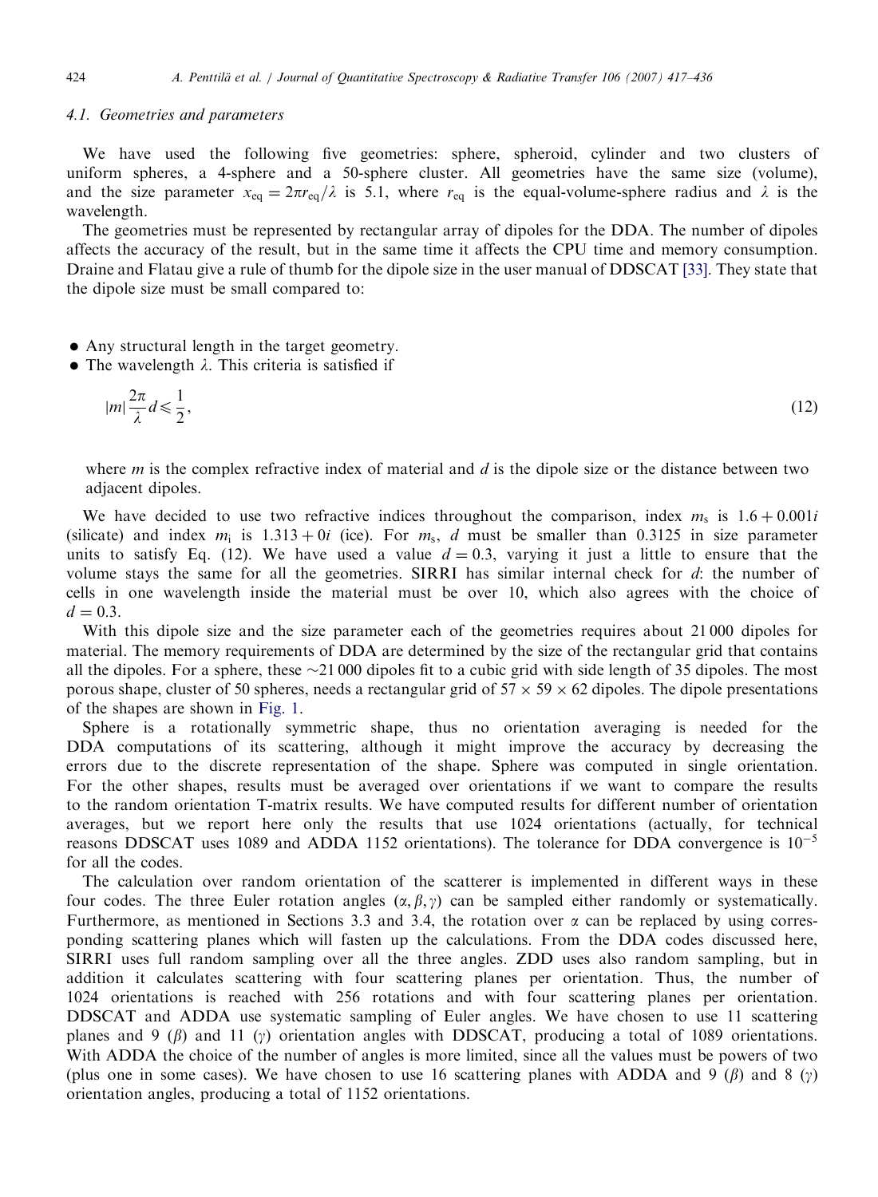### 4.1. Geometries and parameters

We have used the following five geometries: sphere, spheroid, cylinder and two clusters of uniform spheres, a 4-sphere and a 50-sphere cluster. All geometries have the same size (volume), and the size parameter $x_{\mathrm{eq}} = 2\pi r_{\mathrm{eq}}/\lambda$ is 5.1, where $r_{\mathrm{eq}}$ is the equal-volume-sphere radius and $\lambda$ is the wavelength.

The geometries must be represented by rectangular array of dipoles for the DDA. The number of dipoles affects the accuracy of the result, but in the same time it affects the CPU time and memory consumption. Draine and Flatau give a rule of thumb for the dipole size in the user manual of DDSCAT [33]. They state that the dipole size must be small compared to:

- Any structural length in the target geometry.
- The wavelength $\lambda$. This criteria is satisfied if

$$|m|\frac{2\pi}{\lambda}d \leqslant \frac{1}{2}, \tag{12}$$

where $m$ is the complex refractive index of material and $d$ is the dipole size or the distance between two adjacent dipoles.

We have decided to use two refractive indices throughout the comparison, index $m_{\mathrm{s}}$ is $1.6 + 0.001i$ (silicate) and index $m_{\mathrm{i}}$ is $1.313 + 0i$ (ice). For $m_{\mathrm{s}}$, $d$ must be smaller than 0.3125 in size parameter units to satisfy Eq. (12). We have used a value $d = 0.3$, varying it just a little to ensure that the volume stays the same for all the geometries. SIRRI has similar internal check for $d$: the number of cells in one wavelength inside the material must be over 10, which also agrees with the choice of $d = 0.3$.

With this dipole size and the size parameter each of the geometries requires about 21 000 dipoles for material. The memory requirements of DDA are determined by the size of the rectangular grid that contains all the dipoles. For a sphere, these ~21 000 dipoles fit to a cubic grid with side length of 35 dipoles. The most porous shape, cluster of 50 spheres, needs a rectangular grid of $57 \times 59 \times 62$ dipoles. The dipole presentations of the shapes are shown in Fig. 1.

Sphere is a rotationally symmetric shape, thus no orientation averaging is needed for the DDA computations of its scattering, although it might improve the accuracy by decreasing the errors due to the discrete representation of the shape. Sphere was computed in single orientation. For the other shapes, results must be averaged over orientations if we want to compare the results to the random orientation T-matrix results. We have computed results for different number of orientation averages, but we report here only the results that use 1024 orientations (actually, for technical reasons DDSCAT uses 1089 and ADDA 1152 orientations). The tolerance for DDA convergence is $10^{-5}$ for all the codes.

The calculation over random orientation of the scatterer is implemented in different ways in these four codes. The three Euler rotation angles $(\alpha, \beta, \gamma)$ can be sampled either randomly or systematically. Furthermore, as mentioned in Sections 3.3 and 3.4, the rotation over $\alpha$ can be replaced by using corresponding scattering planes which will fasten up the calculations. From the DDA codes discussed here, SIRRI uses full random sampling over all the three angles. ZDD uses also random sampling, but in addition it calculates scattering with four scattering planes per orientation. Thus, the number of 1024 orientations is reached with 256 rotations and with four scattering planes per orientation. DDSCAT and ADDA use systematic sampling of Euler angles. We have chosen to use 11 scattering planes and 9 ($\beta$) and 11 ($\gamma$) orientation angles with DDSCAT, producing a total of 1089 orientations. With ADDA the choice of the number of angles is more limited, since all the values must be powers of two (plus one in some cases). We have chosen to use 16 scattering planes with ADDA and 9 ($\beta$) and 8 ($\gamma$) orientation angles, producing a total of 1152 orientations.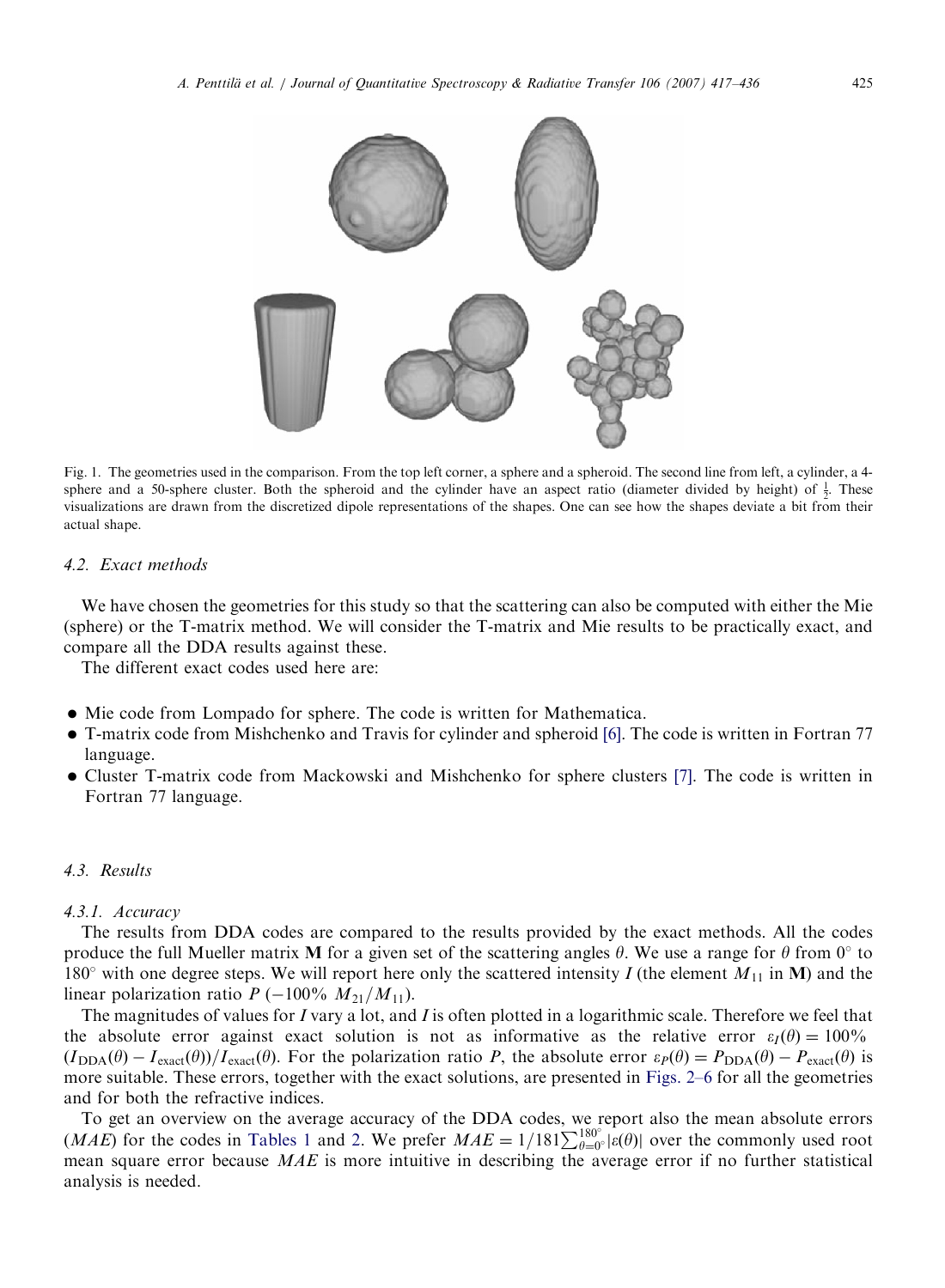Fig. 1. The geometries used in the comparison. From the top left corner, a sphere and a spheroid. The second line from left, a cylinder, a 4-sphere and a 50-sphere cluster. Both the spheroid and the cylinder have an aspect ratio (diameter divided by height) of $\frac{1}{2}$. These visualizations are drawn from the discretized dipole representations of the shapes. One can see how the shapes deviate a bit from their actual shape.

### 4.2. Exact methods

We have chosen the geometries for this study so that the scattering can also be computed with either the Mie (sphere) or the T-matrix method. We will consider the T-matrix and Mie results to be practically exact, and compare all the DDA results against these.

The different exact codes used here are:

- Mie code from Lompado for sphere. The code is written for Mathematica.
- T-matrix code from Mishchenko and Travis for cylinder and spheroid [6]. The code is written in Fortran 77 language.
- Cluster T-matrix code from Mackowski and Mishchenko for sphere clusters [7]. The code is written in Fortran 77 language.

### 4.3. Results

#### 4.3.1. Accuracy

The results from DDA codes are compared to the results provided by the exact methods. All the codes produce the full Mueller matrix **M** for a given set of the scattering angles $\theta$. We use a range for $\theta$ from $0^\circ$ to $180^\circ$ with one degree steps. We will report here only the scattered intensity $I$ (the element $M_{11}$ in **M**) and the linear polarization ratio $P$ $(-100\%\ M_{21}/M_{11})$.

The magnitudes of values for $I$ vary a lot, and $I$ is often plotted in a logarithmic scale. Therefore we feel that the absolute error against exact solution is not as informative as the relative error $\varepsilon_I(\theta) = 100\%\ (I_{\mathrm{DDA}}(\theta) - I_{\mathrm{exact}}(\theta))/I_{\mathrm{exact}}(\theta)$. For the polarization ratio $P$, the absolute error $\varepsilon_P(\theta) = P_{\mathrm{DDA}}(\theta) - P_{\mathrm{exact}}(\theta)$ is more suitable. These errors, together with the exact solutions, are presented in Figs. 2–6 for all the geometries and for both the refractive indices.

To get an overview on the average accuracy of the DDA codes, we report also the mean absolute errors ($MAE$) for the codes in Tables 1 and 2. We prefer $MAE = 1/181\sum_{\theta=0^\circ}^{180^\circ}|\varepsilon(\theta)|$ over the commonly used root mean square error because $MAE$ is more intuitive in describing the average error if no further statistical analysis is needed.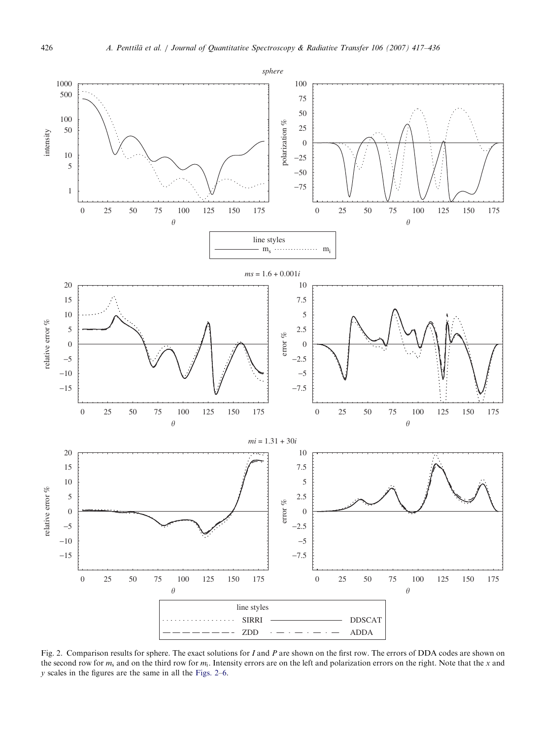Fig. 2. Comparison results for sphere. The exact solutions for $I$ and $P$ are shown on the first row. The errors of DDA codes are shown on the second row for $m_s$ and on the third row for $m_i$. Intensity errors are on the left and polarization errors on the right. Note that the $x$ and $y$ scales in the figures are the same in all the Figs. 2–6.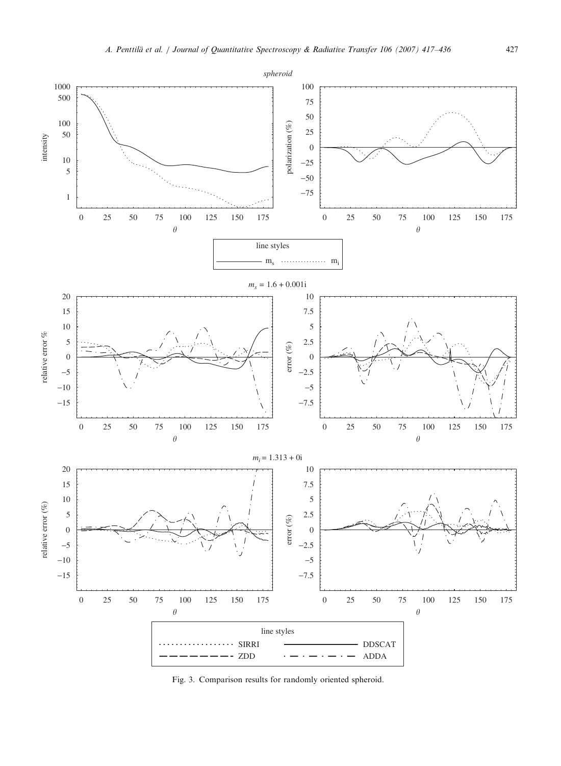Fig. 3. Comparison results for randomly oriented spheroid.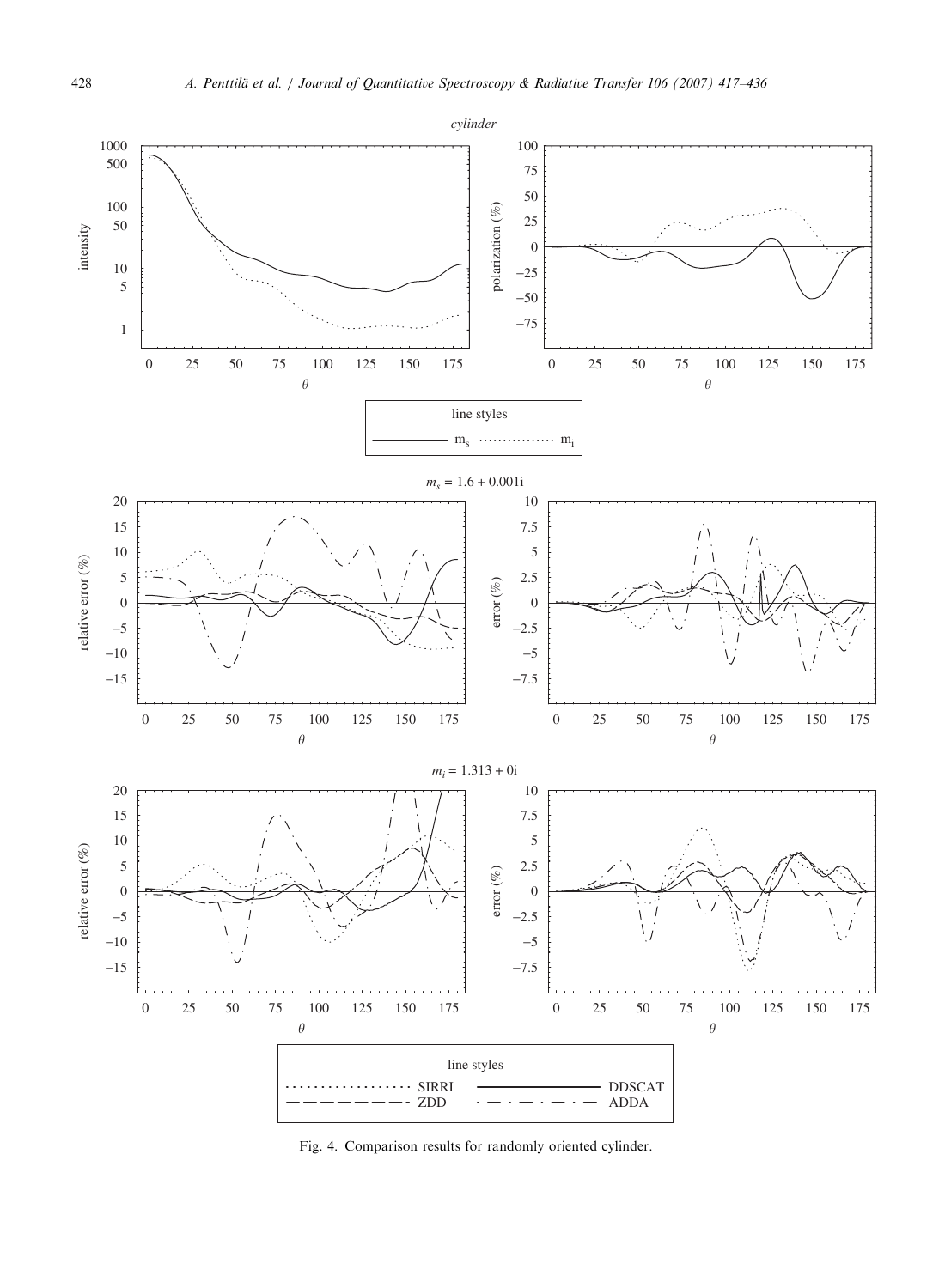Fig. 4. Comparison results for randomly oriented cylinder.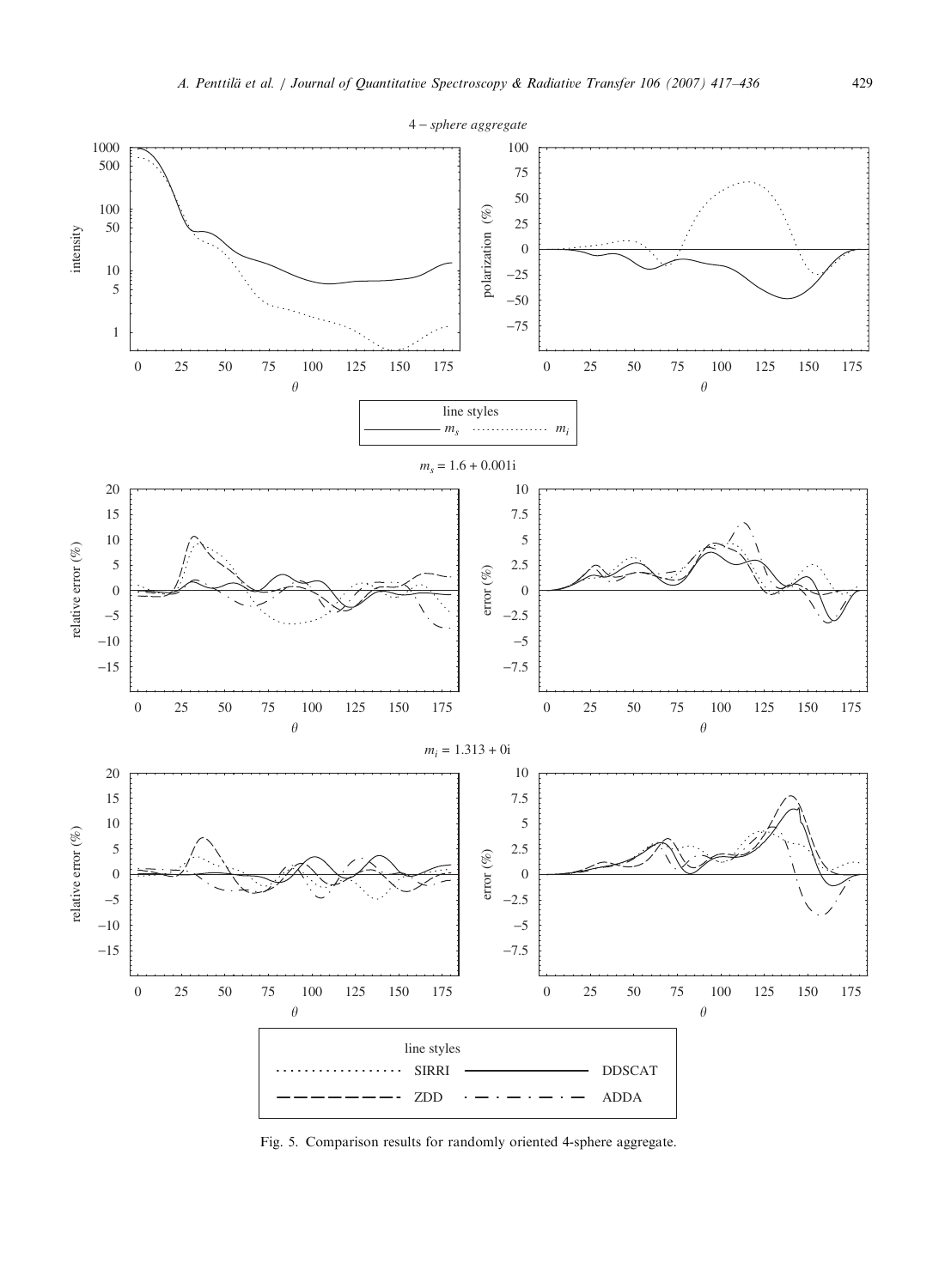Fig. 5. Comparison results for randomly oriented 4-sphere aggregate.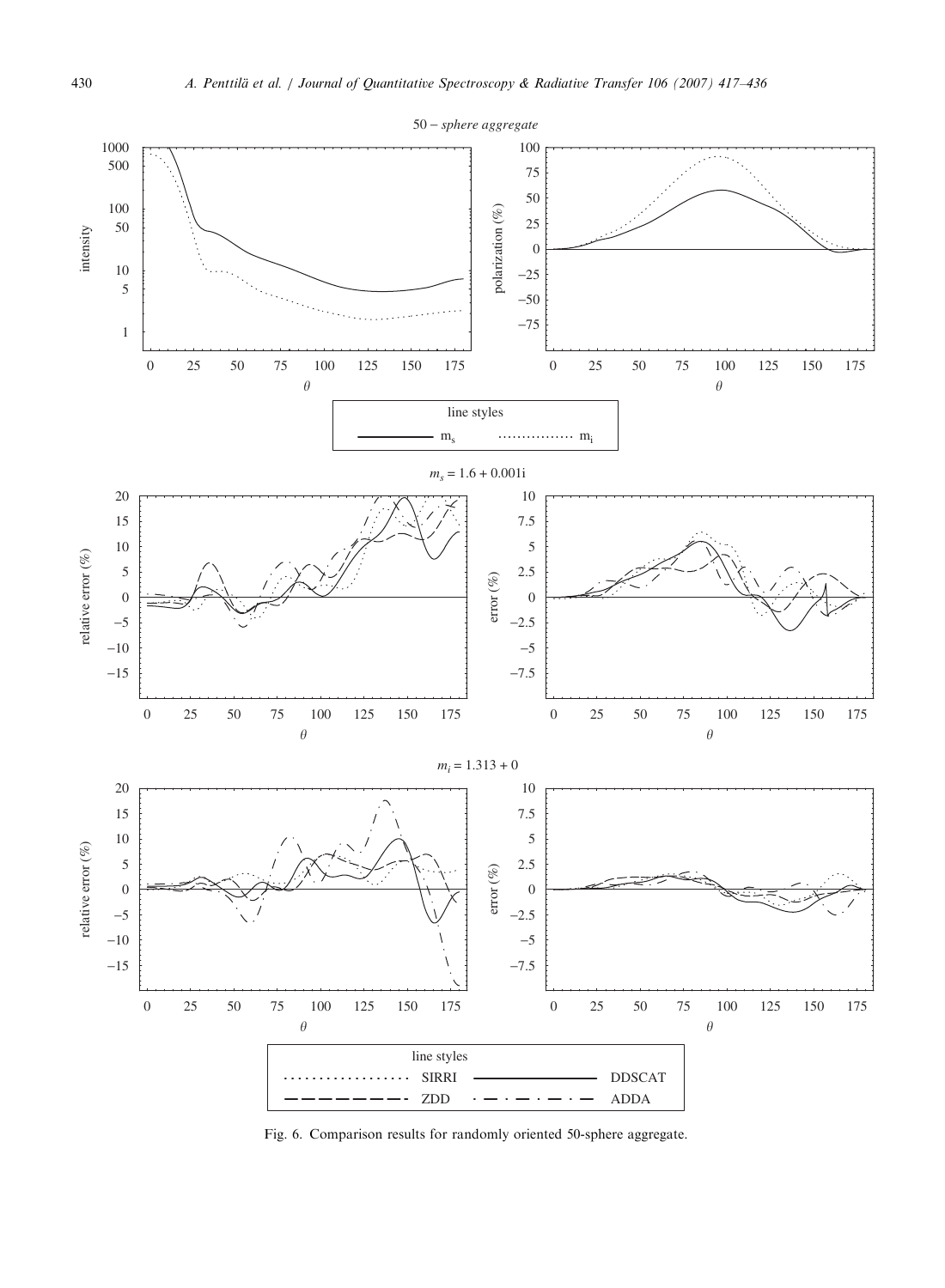Fig. 6. Comparison results for randomly oriented 50-sphere aggregate.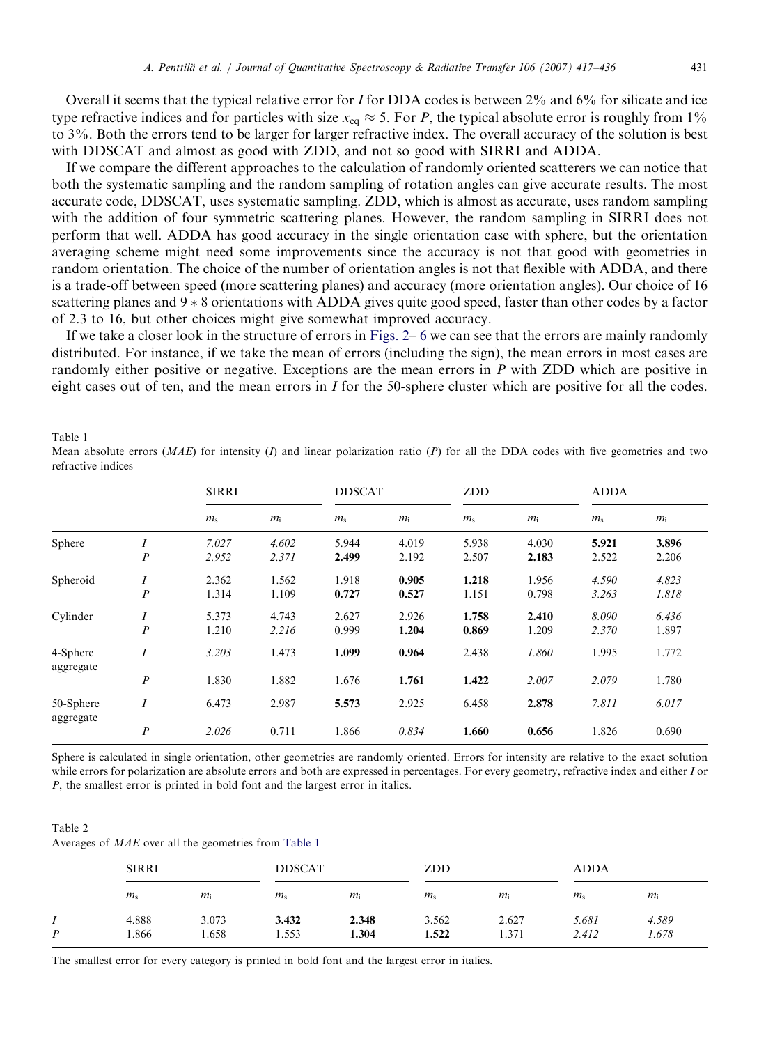Overall it seems that the typical relative error for $I$ for DDA codes is between 2% and 6% for silicate and ice type refractive indices and for particles with size $x_{eq} \approx 5$. For $P$, the typical absolute error is roughly from 1% to 3%. Both the errors tend to be larger for larger refractive index. The overall accuracy of the solution is best with DDSCAT and almost as good with ZDD, and not so good with SIRRI and ADDA.

If we compare the different approaches to the calculation of randomly oriented scatterers we can notice that both the systematic sampling and the random sampling of rotation angles can give accurate results. The most accurate code, DDSCAT, uses systematic sampling. ZDD, which is almost as accurate, uses random sampling with the addition of four symmetric scattering planes. However, the random sampling in SIRRI does not perform that well. ADDA has good accuracy in the single orientation case with sphere, but the orientation averaging scheme might need some improvements since the accuracy is not that good with geometries in random orientation. The choice of the number of orientation angles is not that flexible with ADDA, and there is a trade-off between speed (more scattering planes) and accuracy (more orientation angles). Our choice of 16 scattering planes and $9*8$ orientations with ADDA gives quite good speed, faster than other codes by a factor of 2.3 to 16, but other choices might give somewhat improved accuracy.

If we take a closer look in the structure of errors in Figs. 2– 6 we can see that the errors are mainly randomly distributed. For instance, if we take the mean of errors (including the sign), the mean errors in most cases are randomly either positive or negative. Exceptions are the mean errors in $P$ with ZDD which are positive in eight cases out of ten, and the mean errors in $I$ for the 50-sphere cluster which are positive for all the codes.

Table 1
Mean absolute errors ($MAE$) for intensity ($I$) and linear polarization ratio ($P$) for all the DDA codes with five geometries and two refractive indices

| | | SIRRI | | DDSCAT | | ZDD | | ADDA | |
|---|---|---|---|---|---|---|---|---|---|
| | | $m_s$ | $m_i$ | $m_s$ | $m_i$ | $m_s$ | $m_i$ | $m_s$ | $m_i$ |
| Sphere | $I$ | *7.027* | *4.602* | 5.944 | 4.019 | 5.938 | 4.030 | **5.921** | **3.896** |
| | $P$ | *2.952* | *2.371* | **2.499** | 2.192 | 2.507 | **2.183** | 2.522 | 2.206 |
| Spheroid | $I$ | 2.362 | 1.562 | 1.918 | **0.905** | **1.218** | 1.956 | *4.590* | *4.823* |
| | $P$ | 1.314 | 1.109 | **0.727** | **0.527** | 1.151 | 0.798 | *3.263* | *1.818* |
| Cylinder | $I$ | 5.373 | 4.743 | 2.627 | 2.926 | **1.758** | **2.410** | *8.090* | *6.436* |
| | $P$ | 1.210 | *2.216* | 0.999 | **1.204** | **0.869** | 1.209 | *2.370* | 1.897 |
| 4-Sphere aggregate | $I$ | *3.203* | 1.473 | **1.099** | **0.964** | 2.438 | *1.860* | 1.995 | 1.772 |
| | $P$ | 1.830 | 1.882 | 1.676 | **1.761** | **1.422** | *2.007* | *2.079* | 1.780 |
| 50-Sphere aggregate | $I$ | 6.473 | 2.987 | **5.573** | 2.925 | 6.458 | **2.878** | *7.811* | *6.017* |
| | $P$ | *2.026* | 0.711 | 1.866 | *0.834* | **1.660** | **0.656** | 1.826 | 0.690 |

Sphere is calculated in single orientation, other geometries are randomly oriented. Errors for intensity are relative to the exact solution while errors for polarization are absolute errors and both are expressed in percentages. For every geometry, refractive index and either $I$ or $P$, the smallest error is printed in bold font and the largest error in italics.

Table 2
Averages of $MAE$ over all the geometries from Table 1

| | SIRRI | | DDSCAT | | ZDD | | ADDA | |
|---|---|---|---|---|---|---|---|---|
| | $m_s$ | $m_i$ | $m_s$ | $m_i$ | $m_s$ | $m_i$ | $m_s$ | $m_i$ |
| $I$ | 4.888 | 3.073 | **3.432** | **2.348** | 3.562 | 2.627 | *5.681* | *4.589* |
| $P$ | 1.866 | 1.658 | 1.553 | **1.304** | **1.522** | 1.371 | *2.412* | *1.678* |

The smallest error for every category is printed in bold font and the largest error in italics.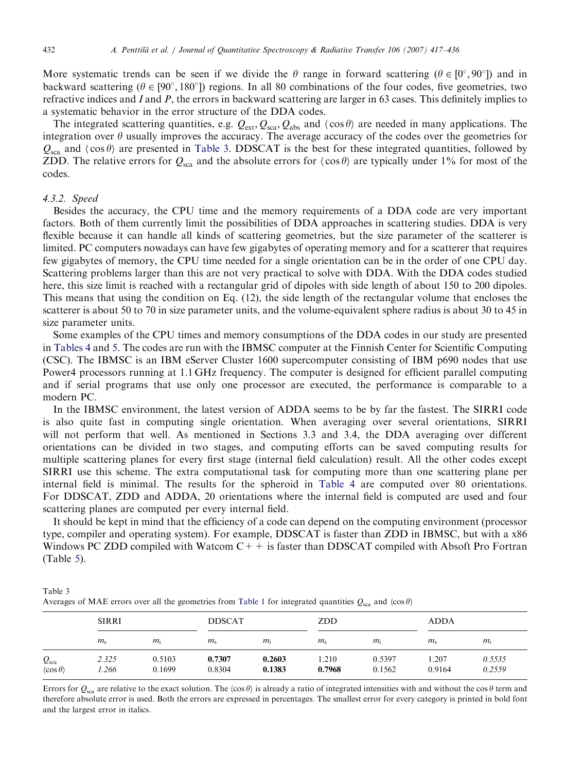More systematic trends can be seen if we divide the $\theta$ range in forward scattering ($\theta \in [0^\circ, 90^\circ]$) and in backward scattering ($\theta \in [90^\circ, 180^\circ]$) regions. In all 80 combinations of the four codes, five geometries, two refractive indices and $I$ and $P$, the errors in backward scattering are larger in 63 cases. This definitely implies to a systematic behavior in the error structure of the DDA codes.

The integrated scattering quantities, e.g. $Q_{\text{ext}}, Q_{\text{sca}}, Q_{\text{abs}}$ and $\langle \cos\theta \rangle$ are needed in many applications. The integration over $\theta$ usually improves the accuracy. The average accuracy of the codes over the geometries for $Q_{\text{sca}}$ and $\langle \cos\theta \rangle$ are presented in Table 3. DDSCAT is the best for these integrated quantities, followed by ZDD. The relative errors for $Q_{\text{sca}}$ and the absolute errors for $\langle \cos\theta \rangle$ are typically under 1% for most of the codes.

#### 4.3.2. Speed

Besides the accuracy, the CPU time and the memory requirements of a DDA code are very important factors. Both of them currently limit the possibilities of DDA approaches in scattering studies. DDA is very flexible because it can handle all kinds of scattering geometries, but the size parameter of the scatterer is limited. PC computers nowadays can have few gigabytes of operating memory and for a scatterer that requires few gigabytes of memory, the CPU time needed for a single orientation can be in the order of one CPU day. Scattering problems larger than this are not very practical to solve with DDA. With the DDA codes studied here, this size limit is reached with a rectangular grid of dipoles with side length of about 150 to 200 dipoles. This means that using the condition on Eq. (12), the side length of the rectangular volume that encloses the scatterer is about 50 to 70 in size parameter units, and the volume-equivalent sphere radius is about 30 to 45 in size parameter units.

Some examples of the CPU times and memory consumptions of the DDA codes in our study are presented in Tables 4 and 5. The codes are run with the IBMSC computer at the Finnish Center for Scientific Computing (CSC). The IBMSC is an IBM eServer Cluster 1600 supercomputer consisting of IBM p690 nodes that use Power4 processors running at 1.1 GHz frequency. The computer is designed for efficient parallel computing and if serial programs that use only one processor are executed, the performance is comparable to a modern PC.

In the IBMSC environment, the latest version of ADDA seems to be by far the fastest. The SIRRI code is also quite fast in computing single orientation. When averaging over several orientations, SIRRI will not perform that well. As mentioned in Sections 3.3 and 3.4, the DDA averaging over different orientations can be divided in two stages, and computing efforts can be saved computing results for multiple scattering planes for every first stage (internal field calculation) result. All the other codes except SIRRI use this scheme. The extra computational task for computing more than one scattering plane per internal field is minimal. The results for the spheroid in Table 4 are computed over 80 orientations. For DDSCAT, ZDD and ADDA, 20 orientations where the internal field is computed are used and four scattering planes are computed per every internal field.

It should be kept in mind that the efficiency of a code can depend on the computing environment (processor type, compiler and operating system). For example, DDSCAT is faster than ZDD in IBMSC, but with a x86 Windows PC ZDD compiled with Watcom C++ is faster than DDSCAT compiled with Absoft Pro Fortran (Table 5).

Table 3
Averages of MAE errors over all the geometries from Table 1 for integrated quantities $Q_{\text{sca}}$ and $\langle \cos\theta \rangle$

| | SIRRI | | DDSCAT | | ZDD | | ADDA | |
|---|---|---|---|---|---|---|---|---|
| | $m_s$ | $m_i$ | $m_s$ | $m_i$ | $m_s$ | $m_i$ | $m_s$ | $m_i$ |
| $Q_{\text{sca}}$ | *2.325* | 0.5103 | **0.7307** | **0.2603** | 1.210 | 0.5397 | 1.207 | *0.5535* |
| $\langle \cos\theta \rangle$ | *1.266* | 0.1699 | 0.8304 | **0.1383** | **0.7968** | 0.1562 | 0.9164 | *0.2559* |

Errors for $Q_{\text{sca}}$ are relative to the exact solution. The $\langle \cos\theta \rangle$ is already a ratio of integrated intensities with and without the $\cos\theta$ term and therefore absolute error is used. Both the errors are expressed in percentages. The smallest error for every category is printed in bold font and the largest error in italics.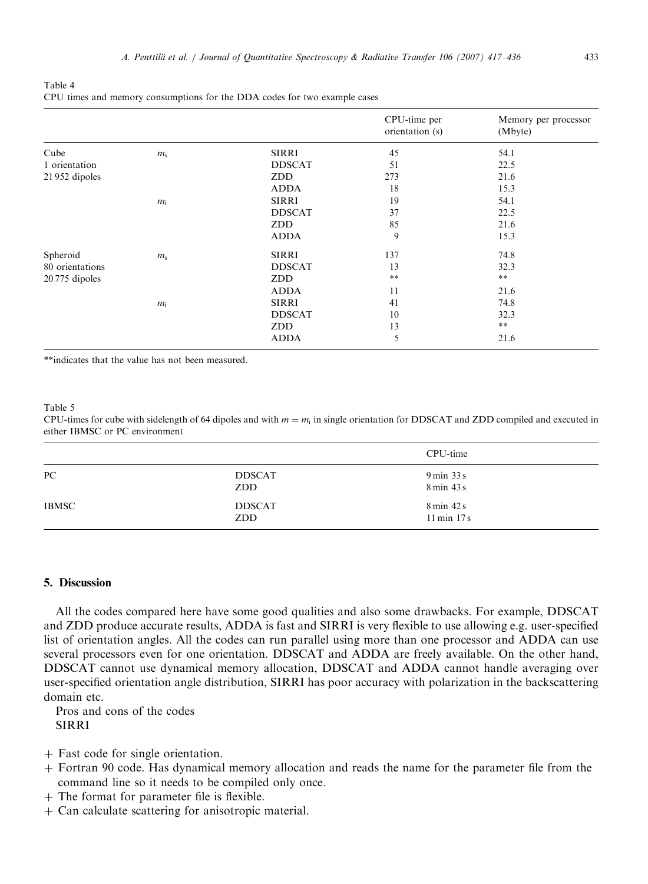Table 4
CPU times and memory consumptions for the DDA codes for two example cases

| | | | CPU-time per orientation (s) | Memory per processor (Mbyte) |
|---|---|---|---|---|
| Cube | $m_s$ | SIRRI | 45 | 54.1 |
| 1 orientation | | DDSCAT | 51 | 22.5 |
| 21 952 dipoles | | ZDD | 273 | 21.6 |
| | | ADDA | 18 | 15.3 |
| | $m_i$ | SIRRI | 19 | 54.1 |
| | | DDSCAT | 37 | 22.5 |
| | | ZDD | 85 | 21.6 |
| | | ADDA | 9 | 15.3 |
| Spheroid | $m_s$ | SIRRI | 137 | 74.8 |
| 80 orientations | | DDSCAT | 13 | 32.3 |
| 20 775 dipoles | | ZDD | ** | ** |
| | | ADDA | 11 | 21.6 |
| | $m_i$ | SIRRI | 41 | 74.8 |
| | | DDSCAT | 10 | 32.3 |
| | | ZDD | 13 | ** |
| | | ADDA | 5 | 21.6 |

**indicates that the value has not been measured.

Table 5
CPU-times for cube with sidelength of 64 dipoles and with $m = m_i$ in single orientation for DDSCAT and ZDD compiled and executed in either IBMSC or PC environment

| | | CPU-time |
|---|---|---|
| PC | DDSCAT | 9 min 33 s |
| | ZDD | 8 min 43 s |
| IBMSC | DDSCAT | 8 min 42 s |
| | ZDD | 11 min 17 s |

## 5. Discussion

All the codes compared here have some good qualities and also some drawbacks. For example, DDSCAT and ZDD produce accurate results, ADDA is fast and SIRRI is very flexible to use allowing e.g. user-specified list of orientation angles. All the codes can run parallel using more than one processor and ADDA can use several processors even for one orientation. DDSCAT and ADDA are freely available. On the other hand, DDSCAT cannot use dynamical memory allocation, DDSCAT and ADDA cannot handle averaging over user-specified orientation angle distribution, SIRRI has poor accuracy with polarization in the backscattering domain etc.

Pros and cons of the codes

SIRRI

+ Fast code for single orientation.
+ Fortran 90 code. Has dynamical memory allocation and reads the name for the parameter file from the command line so it needs to be compiled only once.
+ The format for parameter file is flexible.
+ Can calculate scattering for anisotropic material.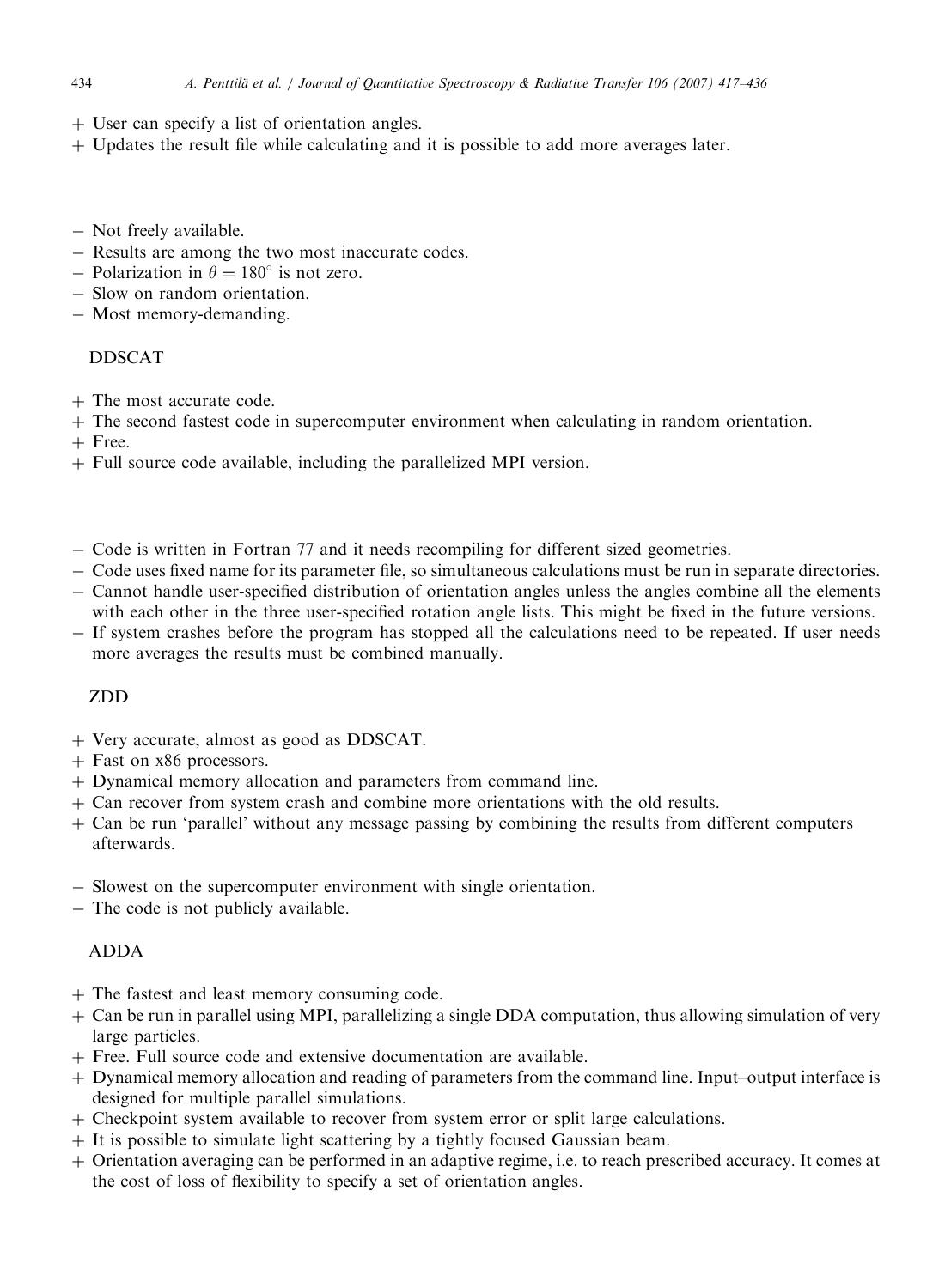+ User can specify a list of orientation angles.
+ Updates the result file while calculating and it is possible to add more averages later.

− Not freely available.
− Results are among the two most inaccurate codes.
− Polarization in $\theta = 180^\circ$ is not zero.
− Slow on random orientation.
− Most memory-demanding.

DDSCAT

+ The most accurate code.
+ The second fastest code in supercomputer environment when calculating in random orientation.
+ Free.
+ Full source code available, including the parallelized MPI version.

− Code is written in Fortran 77 and it needs recompiling for different sized geometries.
− Code uses fixed name for its parameter file, so simultaneous calculations must be run in separate directories.
− Cannot handle user-specified distribution of orientation angles unless the angles combine all the elements with each other in the three user-specified rotation angle lists. This might be fixed in the future versions.
− If system crashes before the program has stopped all the calculations need to be repeated. If user needs more averages the results must be combined manually.

ZDD

+ Very accurate, almost as good as DDSCAT.
+ Fast on x86 processors.
+ Dynamical memory allocation and parameters from command line.
+ Can recover from system crash and combine more orientations with the old results.
+ Can be run 'parallel' without any message passing by combining the results from different computers afterwards.

− Slowest on the supercomputer environment with single orientation.
− The code is not publicly available.

ADDA

+ The fastest and least memory consuming code.
+ Can be run in parallel using MPI, parallelizing a single DDA computation, thus allowing simulation of very large particles.
+ Free. Full source code and extensive documentation are available.
+ Dynamical memory allocation and reading of parameters from the command line. Input–output interface is designed for multiple parallel simulations.
+ Checkpoint system available to recover from system error or split large calculations.
+ It is possible to simulate light scattering by a tightly focused Gaussian beam.
+ Orientation averaging can be performed in an adaptive regime, i.e. to reach prescribed accuracy. It comes at the cost of loss of flexibility to specify a set of orientation angles.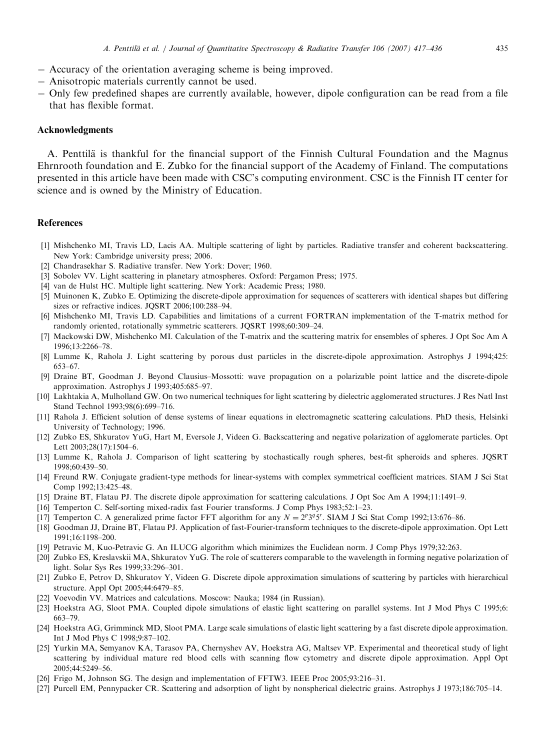- Accuracy of the orientation averaging scheme is being improved.
- Anisotropic materials currently cannot be used.
- Only few predefined shapes are currently available, however, dipole configuration can be read from a file that has flexible format.

## Acknowledgments

A. Penttilä is thankful for the financial support of the Finnish Cultural Foundation and the Magnus Ehrnrooth foundation and E. Zubko for the financial support of the Academy of Finland. The computations presented in this article have been made with CSC's computing environment. CSC is the Finnish IT center for science and is owned by the Ministry of Education.

## References

[1] Mishchenko MI, Travis LD, Lacis AA. Multiple scattering of light by particles. Radiative transfer and coherent backscattering. New York: Cambridge university press; 2006.

[2] Chandrasekhar S. Radiative transfer. New York: Dover; 1960.

[3] Sobolev VV. Light scattering in planetary atmospheres. Oxford: Pergamon Press; 1975.

[4] van de Hulst HC. Multiple light scattering. New York: Academic Press; 1980.

[5] Muinonen K, Zubko E. Optimizing the discrete-dipole approximation for sequences of scatterers with identical shapes but differing sizes or refractive indices. JQSRT 2006;100:288–94.

[6] Mishchenko MI, Travis LD. Capabilities and limitations of a current FORTRAN implementation of the T-matrix method for randomly oriented, rotationally symmetric scatterers. JQSRT 1998;60:309–24.

[7] Mackowski DW, Mishchenko MI. Calculation of the T-matrix and the scattering matrix for ensembles of spheres. J Opt Soc Am A 1996;13:2266–78.

[8] Lumme K, Rahola J. Light scattering by porous dust particles in the discrete-dipole approximation. Astrophys J 1994;425: 653–67.

[9] Draine BT, Goodman J. Beyond Clausius–Mossotti: wave propagation on a polarizable point lattice and the discrete-dipole approximation. Astrophys J 1993;405:685–97.

[10] Lakhtakia A, Mulholland GW. On two numerical techniques for light scattering by dielectric agglomerated structures. J Res Natl Inst Stand Technol 1993;98(6):699–716.

[11] Rahola J. Efficient solution of dense systems of linear equations in electromagnetic scattering calculations. PhD thesis, Helsinki University of Technology; 1996.

[12] Zubko ES, Shkuratov YuG, Hart M, Eversole J, Videen G. Backscattering and negative polarization of agglomerate particles. Opt Lett 2003;28(17):1504–6.

[13] Lumme K, Rahola J. Comparison of light scattering by stochastically rough spheres, best-fit spheroids and spheres. JQSRT 1998;60:439–50.

[14] Freund RW. Conjugate gradient-type methods for linear-systems with complex symmetrical coefficient matrices. SIAM J Sci Stat Comp 1992;13:425–48.

[15] Draine BT, Flatau PJ. The discrete dipole approximation for scattering calculations. J Opt Soc Am A 1994;11:1491–9.

[16] Temperton C. Self-sorting mixed-radix fast Fourier transforms. J Comp Phys 1983;52:1–23.

[17] Temperton C. A generalized prime factor FFT algorithm for any $N = 2^p3^q5^r$. SIAM J Sci Stat Comp 1992;13:676–86.

[18] Goodman JJ, Draine BT, Flatau PJ. Application of fast-Fourier-transform techniques to the discrete-dipole approximation. Opt Lett 1991;16:1198–200.

[19] Petravic M, Kuo-Petravic G. An ILUCG algorithm which minimizes the Euclidean norm. J Comp Phys 1979;32:263.

[20] Zubko ES, Kreslavskii MA, Shkuratov YuG. The role of scatterers comparable to the wavelength in forming negative polarization of light. Solar Sys Res 1999;33:296–301.

[21] Zubko E, Petrov D, Shkuratov Y, Videen G. Discrete dipole approximation simulations of scattering by particles with hierarchical structure. Appl Opt 2005;44:6479–85.

[22] Voevodin VV. Matrices and calculations. Moscow: Nauka; 1984 (in Russian).

[23] Hoekstra AG, Sloot PMA. Coupled dipole simulations of elastic light scattering on parallel systems. Int J Mod Phys C 1995;6: 663–79.

[24] Hoekstra AG, Grimminck MD, Sloot PMA. Large scale simulations of elastic light scattering by a fast discrete dipole approximation. Int J Mod Phys C 1998;9:87–102.

[25] Yurkin MA, Semyanov KA, Tarasov PA, Chernyshev AV, Hoekstra AG, Maltsev VP. Experimental and theoretical study of light scattering by individual mature red blood cells with scanning flow cytometry and discrete dipole approximation. Appl Opt 2005;44:5249–56.

[26] Frigo M, Johnson SG. The design and implementation of FFTW3. IEEE Proc 2005;93:216–31.

[27] Purcell EM, Pennypacker CR. Scattering and adsorption of light by nonspherical dielectric grains. Astrophys J 1973;186:705–14.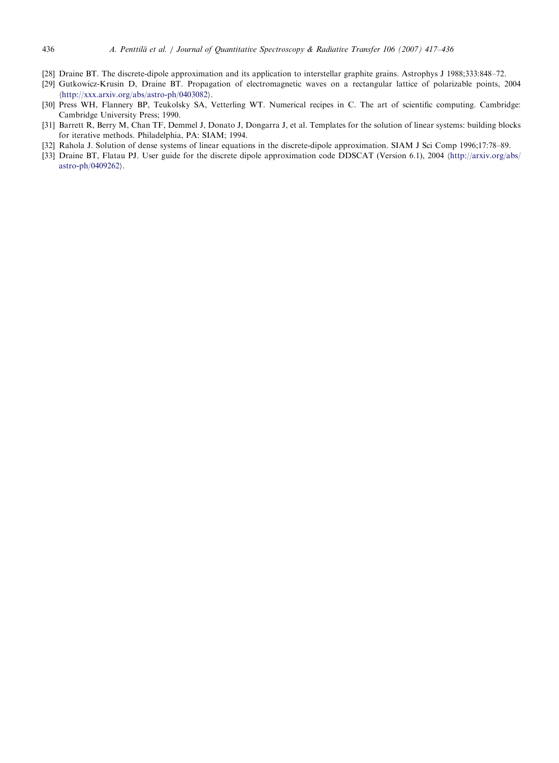[28] Draine BT. The discrete-dipole approximation and its application to interstellar graphite grains. Astrophys J 1988;333:848–72.

[29] Gutkowicz-Krusin D, Draine BT. Propagation of electromagnetic waves on a rectangular lattice of polarizable points, 2004 ⟨http://xxx.arxiv.org/abs/astro-ph/0403082⟩.

[30] Press WH, Flannery BP, Teukolsky SA, Vetterling WT. Numerical recipes in C. The art of scientific computing. Cambridge: Cambridge University Press; 1990.

[31] Barrett R, Berry M, Chan TF, Demmel J, Donato J, Dongarra J, et al. Templates for the solution of linear systems: building blocks for iterative methods. Philadelphia, PA: SIAM; 1994.

[32] Rahola J. Solution of dense systems of linear equations in the discrete-dipole approximation. SIAM J Sci Comp 1996;17:78–89.

[33] Draine BT, Flatau PJ. User guide for the discrete dipole approximation code DDSCAT (Version 6.1), 2004 ⟨http://arxiv.org/abs/astro-ph/0409262⟩.